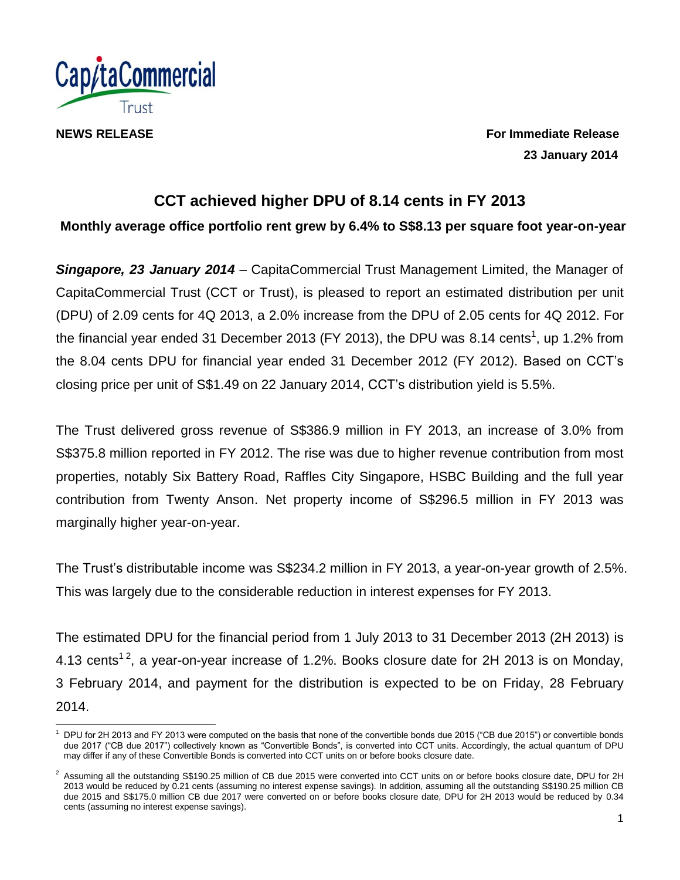**NEWS RELEASE**

**For Immediate Release**
**23 January 2014**

# CCT achieved higher DPU of 8.14 cents in FY 2013

**Monthly average office portfolio rent grew by 6.4% to S$8.13 per square foot year-on-year**

***Singapore, 23 January 2014*** – CapitaCommercial Trust Management Limited, the Manager of CapitaCommercial Trust (CCT or Trust), is pleased to report an estimated distribution per unit (DPU) of 2.09 cents for 4Q 2013, a 2.0% increase from the DPU of 2.05 cents for 4Q 2012. For the financial year ended 31 December 2013 (FY 2013), the DPU was 8.14 cents[1], up 1.2% from the 8.04 cents DPU for financial year ended 31 December 2012 (FY 2012). Based on CCT's closing price per unit of S$1.49 on 22 January 2014, CCT's distribution yield is 5.5%.

The Trust delivered gross revenue of S$386.9 million in FY 2013, an increase of 3.0% from S$375.8 million reported in FY 2012. The rise was due to higher revenue contribution from most properties, notably Six Battery Road, Raffles City Singapore, HSBC Building and the full year contribution from Twenty Anson. Net property income of S$296.5 million in FY 2013 was marginally higher year-on-year.

The Trust's distributable income was S$234.2 million in FY 2013, a year-on-year growth of 2.5%. This was largely due to the considerable reduction in interest expenses for FY 2013.

The estimated DPU for the financial period from 1 July 2013 to 31 December 2013 (2H 2013) is 4.13 cents[1,2], a year-on-year increase of 1.2%. Books closure date for 2H 2013 is on Monday, 3 February 2014, and payment for the distribution is expected to be on Friday, 28 February 2014.

---

[1] DPU for 2H 2013 and FY 2013 were computed on the basis that none of the convertible bonds due 2015 ("CB due 2015") or convertible bonds due 2017 ("CB due 2017") collectively known as "Convertible Bonds", is converted into CCT units. Accordingly, the actual quantum of DPU may differ if any of these Convertible Bonds is converted into CCT units on or before books closure date.

[2] Assuming all the outstanding S$190.25 million of CB due 2015 were converted into CCT units on or before books closure date, DPU for 2H 2013 would be reduced by 0.21 cents (assuming no interest expense savings). In addition, assuming all the outstanding S$190.25 million CB due 2015 and S$175.0 million CB due 2017 were converted on or before books closure date, DPU for 2H 2013 would be reduced by 0.34 cents (assuming no interest expense savings).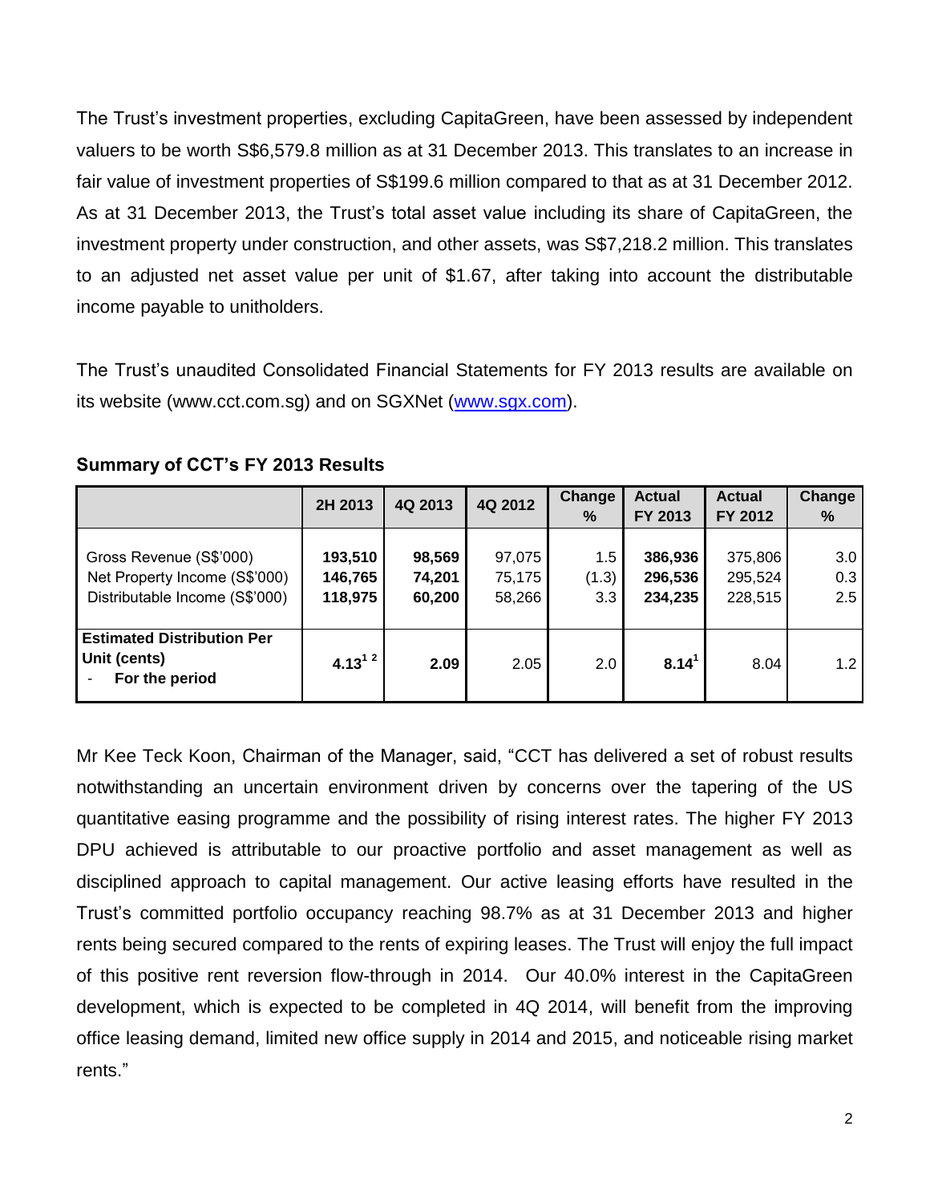The Trust's investment properties, excluding CapitaGreen, have been assessed by independent valuers to be worth S$6,579.8 million as at 31 December 2013. This translates to an increase in fair value of investment properties of S$199.6 million compared to that as at 31 December 2012. As at 31 December 2013, the Trust's total asset value including its share of CapitaGreen, the investment property under construction, and other assets, was S$7,218.2 million. This translates to an adjusted net asset value per unit of $1.67, after taking into account the distributable income payable to unitholders.

The Trust's unaudited Consolidated Financial Statements for FY 2013 results are available on its website (www.cct.com.sg) and on SGXNet (www.sgx.com).

**Summary of CCT's FY 2013 Results**

| | 2H 2013 | 4Q 2013 | 4Q 2012 | Change % | Actual FY 2013 | Actual FY 2012 | Change % |
|---|---|---|---|---|---|---|---|
| Gross Revenue (S$'000) | **193,510** | **98,569** | 97,075 | 1.5 | **386,936** | 375,806 | 3.0 |
| Net Property Income (S$'000) | **146,765** | **74,201** | 75,175 | (1.3) | **296,536** | 295,524 | 0.3 |
| Distributable Income (S$'000) | **118,975** | **60,200** | 58,266 | 3.3 | **234,235** | 228,515 | 2.5 |
| **Estimated Distribution Per Unit (cents)**<br>- **For the period** | **4.13**[1 2] | **2.09** | 2.05 | 2.0 | **8.14**[1] | 8.04 | 1.2 |

Mr Kee Teck Koon, Chairman of the Manager, said, "CCT has delivered a set of robust results notwithstanding an uncertain environment driven by concerns over the tapering of the US quantitative easing programme and the possibility of rising interest rates. The higher FY 2013 DPU achieved is attributable to our proactive portfolio and asset management as well as disciplined approach to capital management. Our active leasing efforts have resulted in the Trust's committed portfolio occupancy reaching 98.7% as at 31 December 2013 and higher rents being secured compared to the rents of expiring leases. The Trust will enjoy the full impact of this positive rent reversion flow-through in 2014. Our 40.0% interest in the CapitaGreen development, which is expected to be completed in 4Q 2014, will benefit from the improving office leasing demand, limited new office supply in 2014 and 2015, and noticeable rising market rents."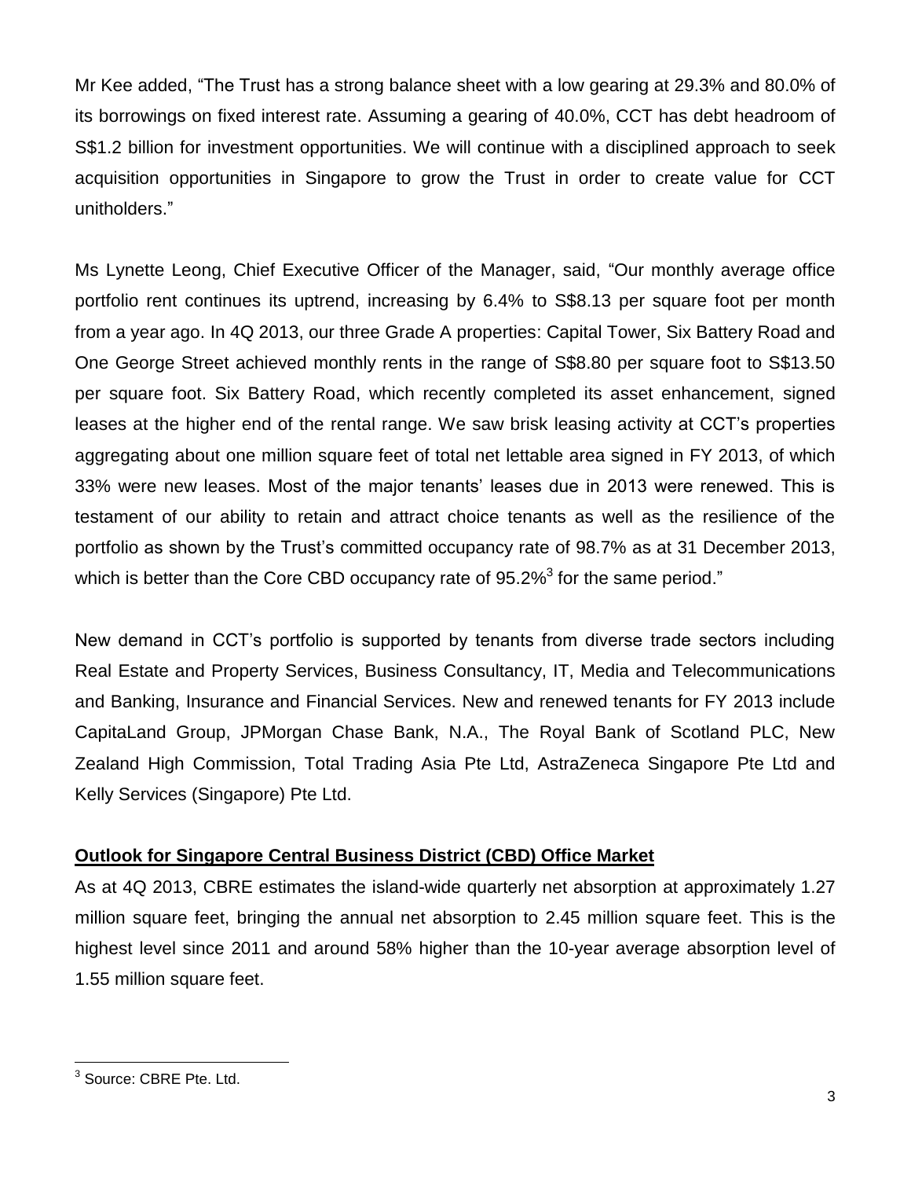Mr Kee added, “The Trust has a strong balance sheet with a low gearing at 29.3% and 80.0% of its borrowings on fixed interest rate. Assuming a gearing of 40.0%, CCT has debt headroom of S$1.2 billion for investment opportunities. We will continue with a disciplined approach to seek acquisition opportunities in Singapore to grow the Trust in order to create value for CCT unitholders.”

Ms Lynette Leong, Chief Executive Officer of the Manager, said, “Our monthly average office portfolio rent continues its uptrend, increasing by 6.4% to S$8.13 per square foot per month from a year ago. In 4Q 2013, our three Grade A properties: Capital Tower, Six Battery Road and One George Street achieved monthly rents in the range of S$8.80 per square foot to S$13.50 per square foot. Six Battery Road, which recently completed its asset enhancement, signed leases at the higher end of the rental range. We saw brisk leasing activity at CCT’s properties aggregating about one million square feet of total net lettable area signed in FY 2013, of which 33% were new leases. Most of the major tenants’ leases due in 2013 were renewed. This is testament of our ability to retain and attract choice tenants as well as the resilience of the portfolio as shown by the Trust’s committed occupancy rate of 98.7% as at 31 December 2013, which is better than the Core CBD occupancy rate of 95.2%[3] for the same period.”

New demand in CCT’s portfolio is supported by tenants from diverse trade sectors including Real Estate and Property Services, Business Consultancy, IT, Media and Telecommunications and Banking, Insurance and Financial Services. New and renewed tenants for FY 2013 include CapitaLand Group, JPMorgan Chase Bank, N.A., The Royal Bank of Scotland PLC, New Zealand High Commission, Total Trading Asia Pte Ltd, AstraZeneca Singapore Pte Ltd and Kelly Services (Singapore) Pte Ltd.

**Outlook for Singapore Central Business District (CBD) Office Market**

As at 4Q 2013, CBRE estimates the island-wide quarterly net absorption at approximately 1.27 million square feet, bringing the annual net absorption to 2.45 million square feet. This is the highest level since 2011 and around 58% higher than the 10-year average absorption level of 1.55 million square feet.

[3] Source: CBRE Pte. Ltd.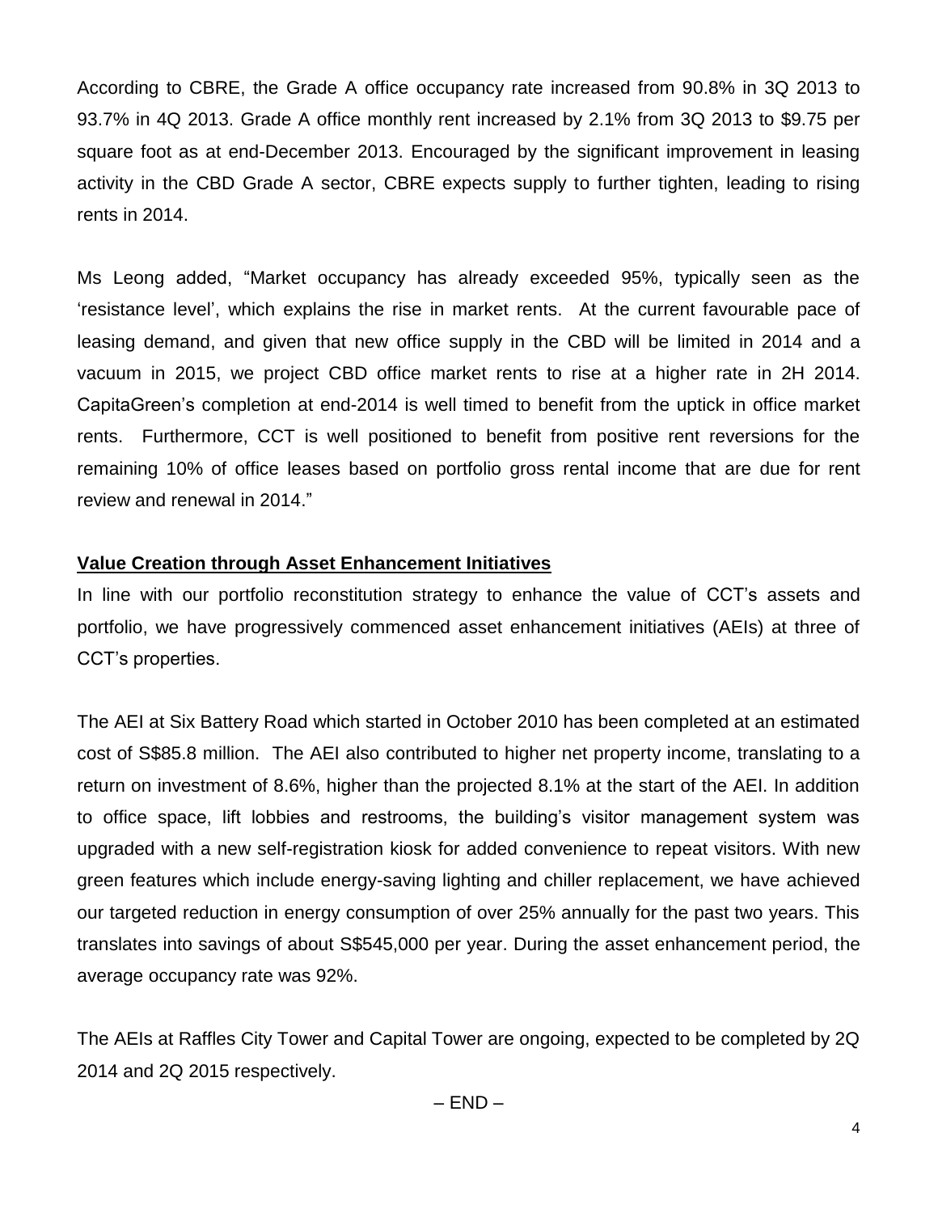According to CBRE, the Grade A office occupancy rate increased from 90.8% in 3Q 2013 to 93.7% in 4Q 2013. Grade A office monthly rent increased by 2.1% from 3Q 2013 to $9.75 per square foot as at end-December 2013. Encouraged by the significant improvement in leasing activity in the CBD Grade A sector, CBRE expects supply to further tighten, leading to rising rents in 2014.

Ms Leong added, "Market occupancy has already exceeded 95%, typically seen as the 'resistance level', which explains the rise in market rents. At the current favourable pace of leasing demand, and given that new office supply in the CBD will be limited in 2014 and a vacuum in 2015, we project CBD office market rents to rise at a higher rate in 2H 2014. CapitaGreen's completion at end-2014 is well timed to benefit from the uptick in office market rents. Furthermore, CCT is well positioned to benefit from positive rent reversions for the remaining 10% of office leases based on portfolio gross rental income that are due for rent review and renewal in 2014."

**Value Creation through Asset Enhancement Initiatives**

In line with our portfolio reconstitution strategy to enhance the value of CCT's assets and portfolio, we have progressively commenced asset enhancement initiatives (AEIs) at three of CCT's properties.

The AEI at Six Battery Road which started in October 2010 has been completed at an estimated cost of S$85.8 million. The AEI also contributed to higher net property income, translating to a return on investment of 8.6%, higher than the projected 8.1% at the start of the AEI. In addition to office space, lift lobbies and restrooms, the building's visitor management system was upgraded with a new self-registration kiosk for added convenience to repeat visitors. With new green features which include energy-saving lighting and chiller replacement, we have achieved our targeted reduction in energy consumption of over 25% annually for the past two years. This translates into savings of about S$545,000 per year. During the asset enhancement period, the average occupancy rate was 92%.

The AEIs at Raffles City Tower and Capital Tower are ongoing, expected to be completed by 2Q 2014 and 2Q 2015 respectively.

– END –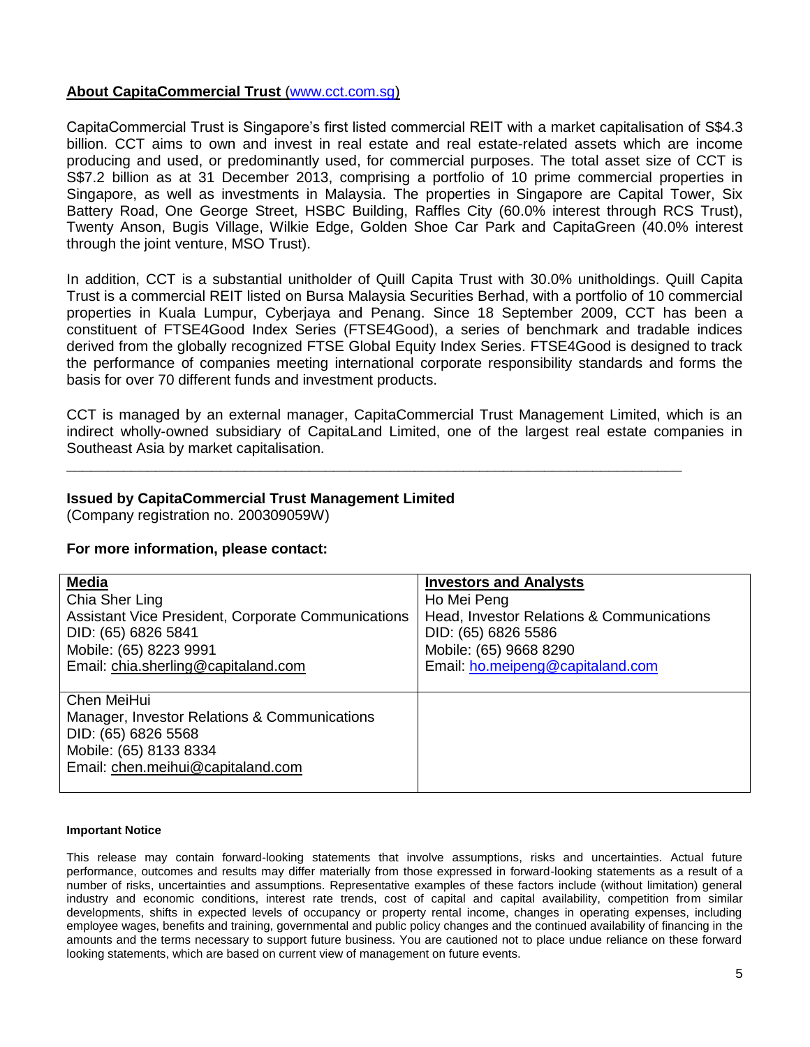**About CapitaCommercial Trust (www.cct.com.sg)**

CapitaCommercial Trust is Singapore's first listed commercial REIT with a market capitalisation of S$4.3 billion. CCT aims to own and invest in real estate and real estate-related assets which are income producing and used, or predominantly used, for commercial purposes. The total asset size of CCT is S$7.2 billion as at 31 December 2013, comprising a portfolio of 10 prime commercial properties in Singapore, as well as investments in Malaysia. The properties in Singapore are Capital Tower, Six Battery Road, One George Street, HSBC Building, Raffles City (60.0% interest through RCS Trust), Twenty Anson, Bugis Village, Wilkie Edge, Golden Shoe Car Park and CapitaGreen (40.0% interest through the joint venture, MSO Trust).

In addition, CCT is a substantial unitholder of Quill Capita Trust with 30.0% unitholdings. Quill Capita Trust is a commercial REIT listed on Bursa Malaysia Securities Berhad, with a portfolio of 10 commercial properties in Kuala Lumpur, Cyberjaya and Penang. Since 18 September 2009, CCT has been a constituent of FTSE4Good Index Series (FTSE4Good), a series of benchmark and tradable indices derived from the globally recognized FTSE Global Equity Index Series. FTSE4Good is designed to track the performance of companies meeting international corporate responsibility standards and forms the basis for over 70 different funds and investment products.

CCT is managed by an external manager, CapitaCommercial Trust Management Limited, which is an indirect wholly-owned subsidiary of CapitaLand Limited, one of the largest real estate companies in Southeast Asia by market capitalisation.

---

**Issued by CapitaCommercial Trust Management Limited**
(Company registration no. 200309059W)

**For more information, please contact:**

| **Media** | **Investors and Analysts** |
|---|---|
| Chia Sher Ling<br>Assistant Vice President, Corporate Communications<br>DID: (65) 6826 5841<br>Mobile: (65) 8223 9991<br>Email: chia.sherling@capitaland.com | Ho Mei Peng<br>Head, Investor Relations & Communications<br>DID: (65) 6826 5586<br>Mobile: (65) 9668 8290<br>Email: ho.meipeng@capitaland.com |
| Chen MeiHui<br>Manager, Investor Relations & Communications<br>DID: (65) 6826 5568<br>Mobile: (65) 8133 8334<br>Email: chen.meihui@capitaland.com | |

**Important Notice**

This release may contain forward-looking statements that involve assumptions, risks and uncertainties. Actual future performance, outcomes and results may differ materially from those expressed in forward-looking statements as a result of a number of risks, uncertainties and assumptions. Representative examples of these factors include (without limitation) general industry and economic conditions, interest rate trends, cost of capital and capital availability, competition from similar developments, shifts in expected levels of occupancy or property rental income, changes in operating expenses, including employee wages, benefits and training, governmental and public policy changes and the continued availability of financing in the amounts and the terms necessary to support future business. You are cautioned not to place undue reliance on these forward looking statements, which are based on current view of management on future events.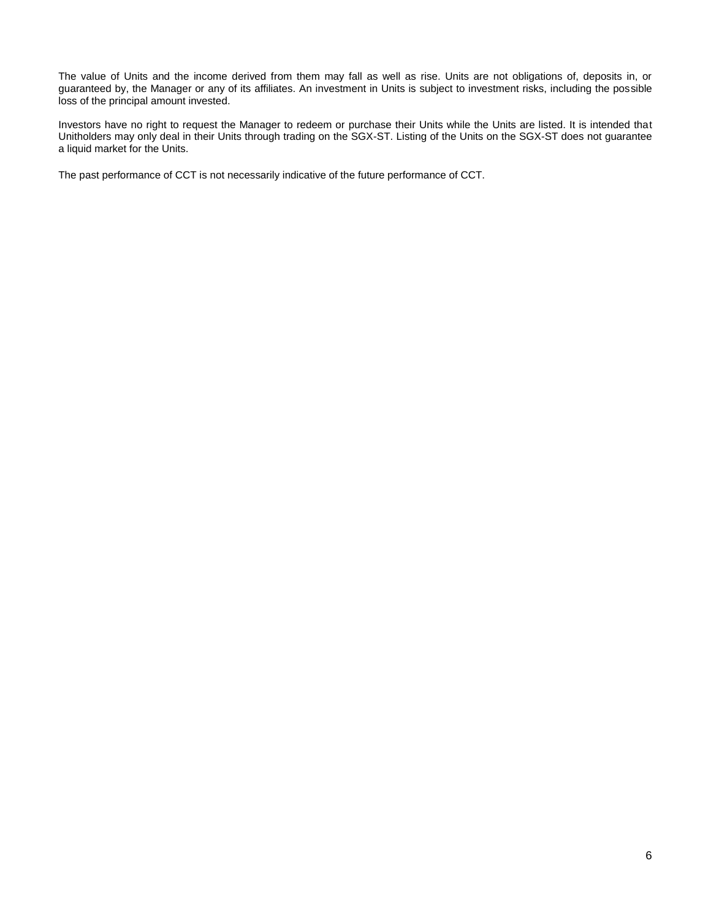The value of Units and the income derived from them may fall as well as rise. Units are not obligations of, deposits in, or guaranteed by, the Manager or any of its affiliates. An investment in Units is subject to investment risks, including the possible loss of the principal amount invested.

Investors have no right to request the Manager to redeem or purchase their Units while the Units are listed. It is intended that Unitholders may only deal in their Units through trading on the SGX-ST. Listing of the Units on the SGX-ST does not guarantee a liquid market for the Units.

The past performance of CCT is not necessarily indicative of the future performance of CCT.